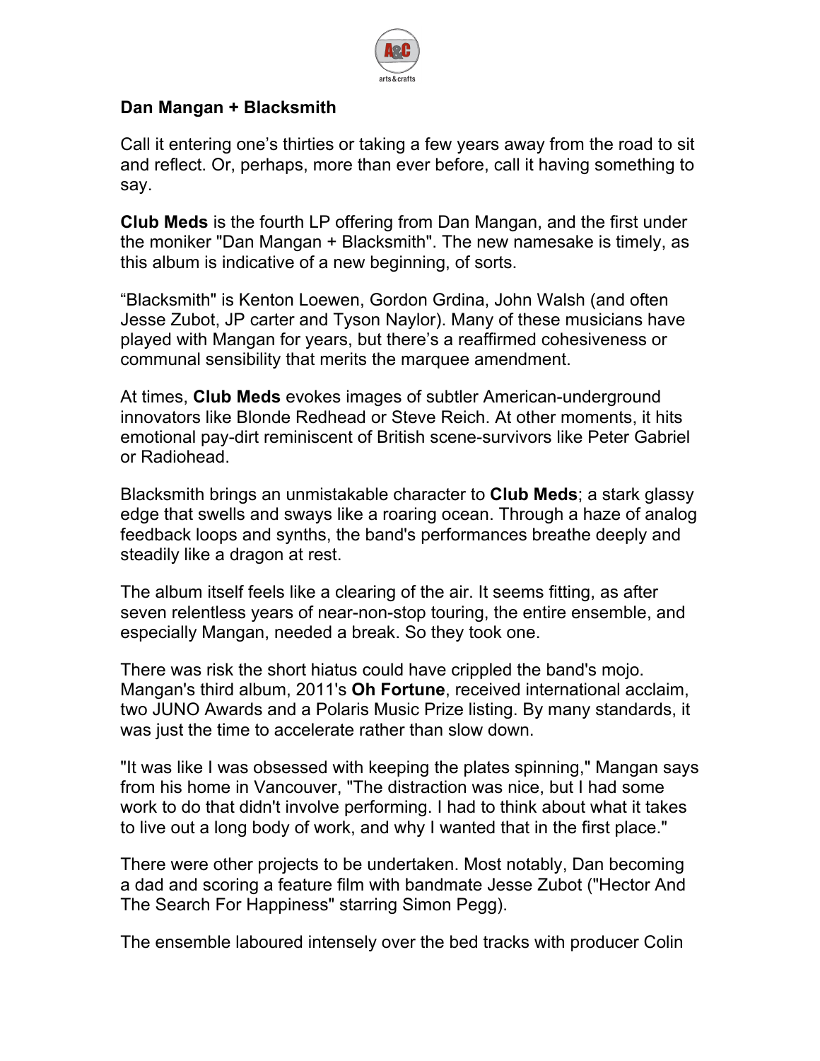**Dan Mangan + Blacksmith**

Call it entering one's thirties or taking a few years away from the road to sit and reflect. Or, perhaps, more than ever before, call it having something to say.

**Club Meds** is the fourth LP offering from Dan Mangan, and the first under the moniker "Dan Mangan + Blacksmith". The new namesake is timely, as this album is indicative of a new beginning, of sorts.

"Blacksmith" is Kenton Loewen, Gordon Grdina, John Walsh (and often Jesse Zubot, JP carter and Tyson Naylor). Many of these musicians have played with Mangan for years, but there's a reaffirmed cohesiveness or communal sensibility that merits the marquee amendment.

At times, **Club Meds** evokes images of subtler American-underground innovators like Blonde Redhead or Steve Reich. At other moments, it hits emotional pay-dirt reminiscent of British scene-survivors like Peter Gabriel or Radiohead.

Blacksmith brings an unmistakable character to **Club Meds**; a stark glassy edge that swells and sways like a roaring ocean. Through a haze of analog feedback loops and synths, the band's performances breathe deeply and steadily like a dragon at rest.

The album itself feels like a clearing of the air. It seems fitting, as after seven relentless years of near-non-stop touring, the entire ensemble, and especially Mangan, needed a break. So they took one.

There was risk the short hiatus could have crippled the band's mojo. Mangan's third album, 2011's **Oh Fortune**, received international acclaim, two JUNO Awards and a Polaris Music Prize listing. By many standards, it was just the time to accelerate rather than slow down.

"It was like I was obsessed with keeping the plates spinning," Mangan says from his home in Vancouver, "The distraction was nice, but I had some work to do that didn't involve performing. I had to think about what it takes to live out a long body of work, and why I wanted that in the first place."

There were other projects to be undertaken. Most notably, Dan becoming a dad and scoring a feature film with bandmate Jesse Zubot ("Hector And The Search For Happiness" starring Simon Pegg).

The ensemble laboured intensely over the bed tracks with producer Colin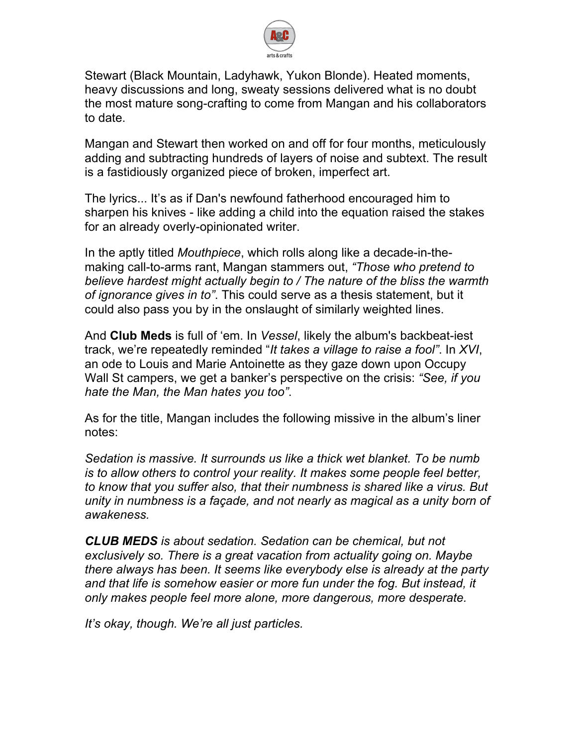Stewart (Black Mountain, Ladyhawk, Yukon Blonde). Heated moments, heavy discussions and long, sweaty sessions delivered what is no doubt the most mature song-crafting to come from Mangan and his collaborators to date.

Mangan and Stewart then worked on and off for four months, meticulously adding and subtracting hundreds of layers of noise and subtext. The result is a fastidiously organized piece of broken, imperfect art.

The lyrics... It's as if Dan's newfound fatherhood encouraged him to sharpen his knives - like adding a child into the equation raised the stakes for an already overly-opinionated writer.

In the aptly titled *Mouthpiece*, which rolls along like a decade-in-the-making call-to-arms rant, Mangan stammers out, *"Those who pretend to believe hardest might actually begin to / The nature of the bliss the warmth of ignorance gives in to"*. This could serve as a thesis statement, but it could also pass you by in the onslaught of similarly weighted lines.

And **Club Meds** is full of 'em. In *Vessel*, likely the album's backbeat-iest track, we're repeatedly reminded "*It takes a village to raise a fool"*. In *XVI*, an ode to Louis and Marie Antoinette as they gaze down upon Occupy Wall St campers, we get a banker's perspective on the crisis: *"See, if you hate the Man, the Man hates you too"*.

As for the title, Mangan includes the following missive in the album's liner notes:

*Sedation is massive. It surrounds us like a thick wet blanket. To be numb is to allow others to control your reality. It makes some people feel better, to know that you suffer also, that their numbness is shared like a virus. But unity in numbness is a façade, and not nearly as magical as a unity born of awakeness.*

***CLUB MEDS** is about sedation. Sedation can be chemical, but not exclusively so. There is a great vacation from actuality going on. Maybe there always has been. It seems like everybody else is already at the party and that life is somehow easier or more fun under the fog. But instead, it only makes people feel more alone, more dangerous, more desperate.*

*It's okay, though. We're all just particles.*